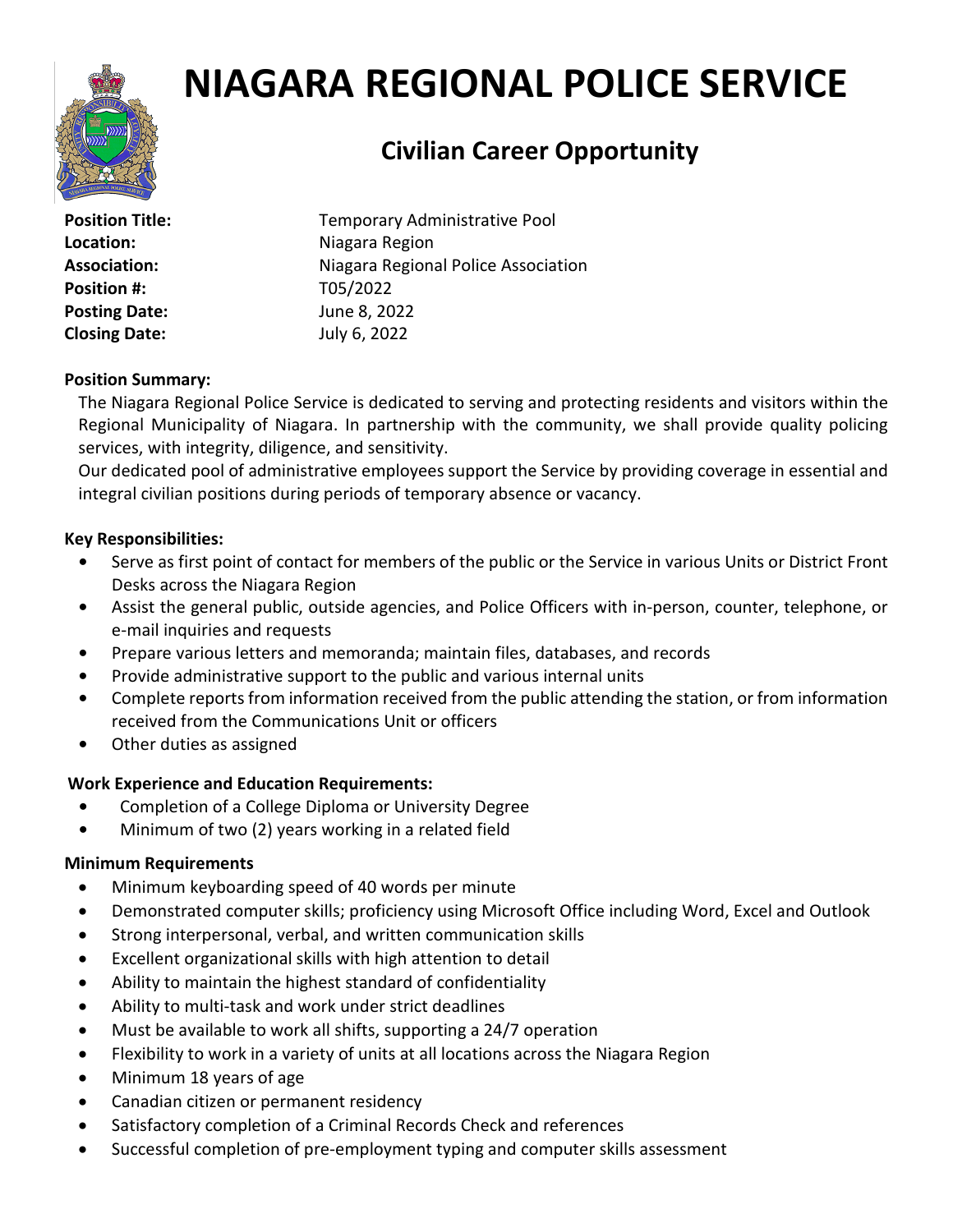# NIAGARA REGIONAL POLICE SERVICE

## Civilian Career Opportunity

| | |
|---|---|
| **Position Title:** | Temporary Administrative Pool |
| **Location:** | Niagara Region |
| **Association:** | Niagara Regional Police Association |
| **Position #:** | T05/2022 |
| **Posting Date:** | June 8, 2022 |
| **Closing Date:** | July 6, 2022 |

**Position Summary:**

The Niagara Regional Police Service is dedicated to serving and protecting residents and visitors within the Regional Municipality of Niagara. In partnership with the community, we shall provide quality policing services, with integrity, diligence, and sensitivity.

Our dedicated pool of administrative employees support the Service by providing coverage in essential and integral civilian positions during periods of temporary absence or vacancy.

**Key Responsibilities:**

- Serve as first point of contact for members of the public or the Service in various Units or District Front Desks across the Niagara Region
- Assist the general public, outside agencies, and Police Officers with in-person, counter, telephone, or e-mail inquiries and requests
- Prepare various letters and memoranda; maintain files, databases, and records
- Provide administrative support to the public and various internal units
- Complete reports from information received from the public attending the station, or from information received from the Communications Unit or officers
- Other duties as assigned

**Work Experience and Education Requirements:**

- Completion of a College Diploma or University Degree
- Minimum of two (2) years working in a related field

**Minimum Requirements**

- Minimum keyboarding speed of 40 words per minute
- Demonstrated computer skills; proficiency using Microsoft Office including Word, Excel and Outlook
- Strong interpersonal, verbal, and written communication skills
- Excellent organizational skills with high attention to detail
- Ability to maintain the highest standard of confidentiality
- Ability to multi-task and work under strict deadlines
- Must be available to work all shifts, supporting a 24/7 operation
- Flexibility to work in a variety of units at all locations across the Niagara Region
- Minimum 18 years of age
- Canadian citizen or permanent residency
- Satisfactory completion of a Criminal Records Check and references
- Successful completion of pre-employment typing and computer skills assessment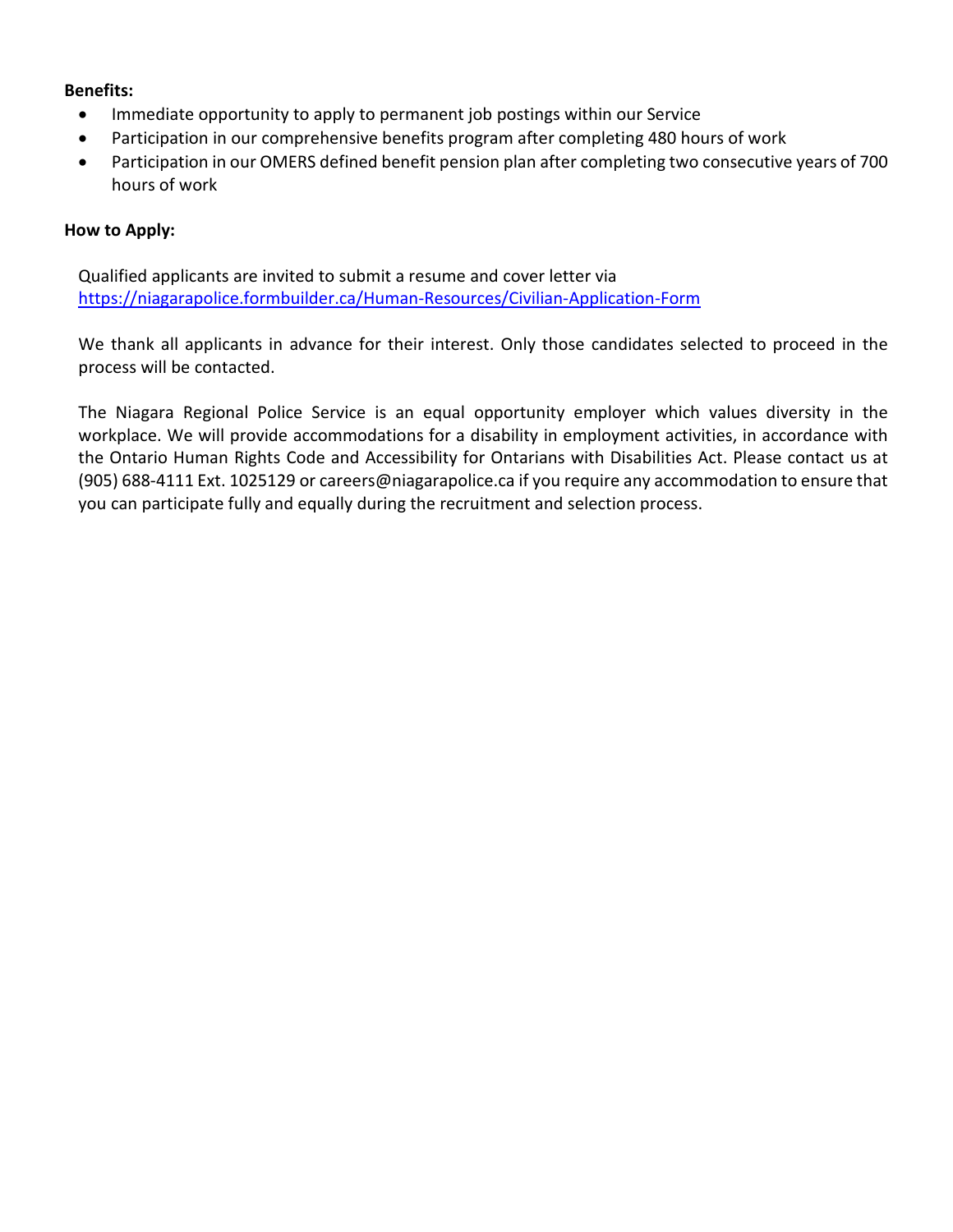**Benefits:**

- Immediate opportunity to apply to permanent job postings within our Service
- Participation in our comprehensive benefits program after completing 480 hours of work
- Participation in our OMERS defined benefit pension plan after completing two consecutive years of 700 hours of work

**How to Apply:**

Qualified applicants are invited to submit a resume and cover letter via https://niagarapolice.formbuilder.ca/Human-Resources/Civilian-Application-Form

We thank all applicants in advance for their interest. Only those candidates selected to proceed in the process will be contacted.

The Niagara Regional Police Service is an equal opportunity employer which values diversity in the workplace. We will provide accommodations for a disability in employment activities, in accordance with the Ontario Human Rights Code and Accessibility for Ontarians with Disabilities Act. Please contact us at (905) 688-4111 Ext. 1025129 or careers@niagarapolice.ca if you require any accommodation to ensure that you can participate fully and equally during the recruitment and selection process.